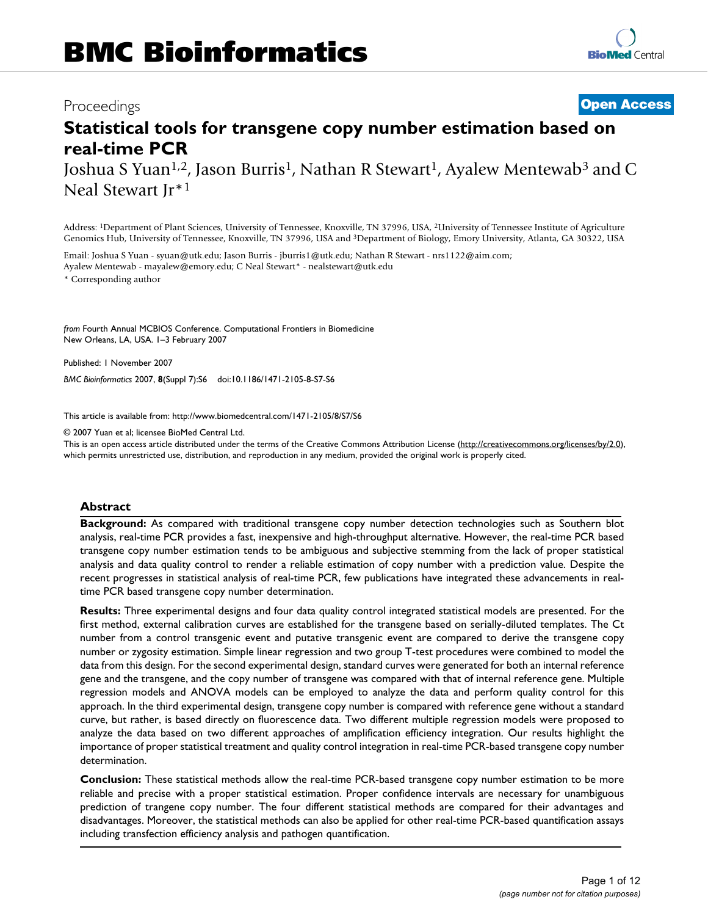BMC Bioinformatics

Proceedings

**Open Access**

# Statistical tools for transgene copy number estimation based on real-time PCR

Joshua S Yuan[1,2], Jason Burris[1], Nathan R Stewart[1], Ayalew Mentewab[3] and C Neal Stewart Jr*[1]

Address: [1]Department of Plant Sciences, University of Tennessee, Knoxville, TN 37996, USA, [2]University of Tennessee Institute of Agriculture Genomics Hub, University of Tennessee, Knoxville, TN 37996, USA and [3]Department of Biology, Emory University, Atlanta, GA 30322, USA

Email: Joshua S Yuan - syuan@utk.edu; Jason Burris - jburris1@utk.edu; Nathan R Stewart - nrs1122@aim.com; Ayalew Mentewab - mayalew@emory.edu; C Neal Stewart* - nealstewart@utk.edu

\* Corresponding author

*from* Fourth Annual MCBIOS Conference. Computational Frontiers in Biomedicine
New Orleans, LA, USA. 1–3 February 2007

Published: 1 November 2007

*BMC Bioinformatics* 2007, **8**(Suppl 7):S6 doi:10.1186/1471-2105-8-S7-S6

This article is available from: http://www.biomedcentral.com/1471-2105/8/S7/S6

© 2007 Yuan et al; licensee BioMed Central Ltd.

This is an open access article distributed under the terms of the Creative Commons Attribution License (http://creativecommons.org/licenses/by/2.0), which permits unrestricted use, distribution, and reproduction in any medium, provided the original work is properly cited.

## Abstract

**Background:** As compared with traditional transgene copy number detection technologies such as Southern blot analysis, real-time PCR provides a fast, inexpensive and high-throughput alternative. However, the real-time PCR based transgene copy number estimation tends to be ambiguous and subjective stemming from the lack of proper statistical analysis and data quality control to render a reliable estimation of copy number with a prediction value. Despite the recent progresses in statistical analysis of real-time PCR, few publications have integrated these advancements in real-time PCR based transgene copy number determination.

**Results:** Three experimental designs and four data quality control integrated statistical models are presented. For the first method, external calibration curves are established for the transgene based on serially-diluted templates. The Ct number from a control transgenic event and putative transgenic event are compared to derive the transgene copy number or zygosity estimation. Simple linear regression and two group T-test procedures were combined to model the data from this design. For the second experimental design, standard curves were generated for both an internal reference gene and the transgene, and the copy number of transgene was compared with that of internal reference gene. Multiple regression models and ANOVA models can be employed to analyze the data and perform quality control for this approach. In the third experimental design, transgene copy number is compared with reference gene without a standard curve, but rather, is based directly on fluorescence data. Two different multiple regression models were proposed to analyze the data based on two different approaches of amplification efficiency integration. Our results highlight the importance of proper statistical treatment and quality control integration in real-time PCR-based transgene copy number determination.

**Conclusion:** These statistical methods allow the real-time PCR-based transgene copy number estimation to be more reliable and precise with a proper statistical estimation. Proper confidence intervals are necessary for unambiguous prediction of trangene copy number. The four different statistical methods are compared for their advantages and disadvantages. Moreover, the statistical methods can also be applied for other real-time PCR-based quantification assays including transfection efficiency analysis and pathogen quantification.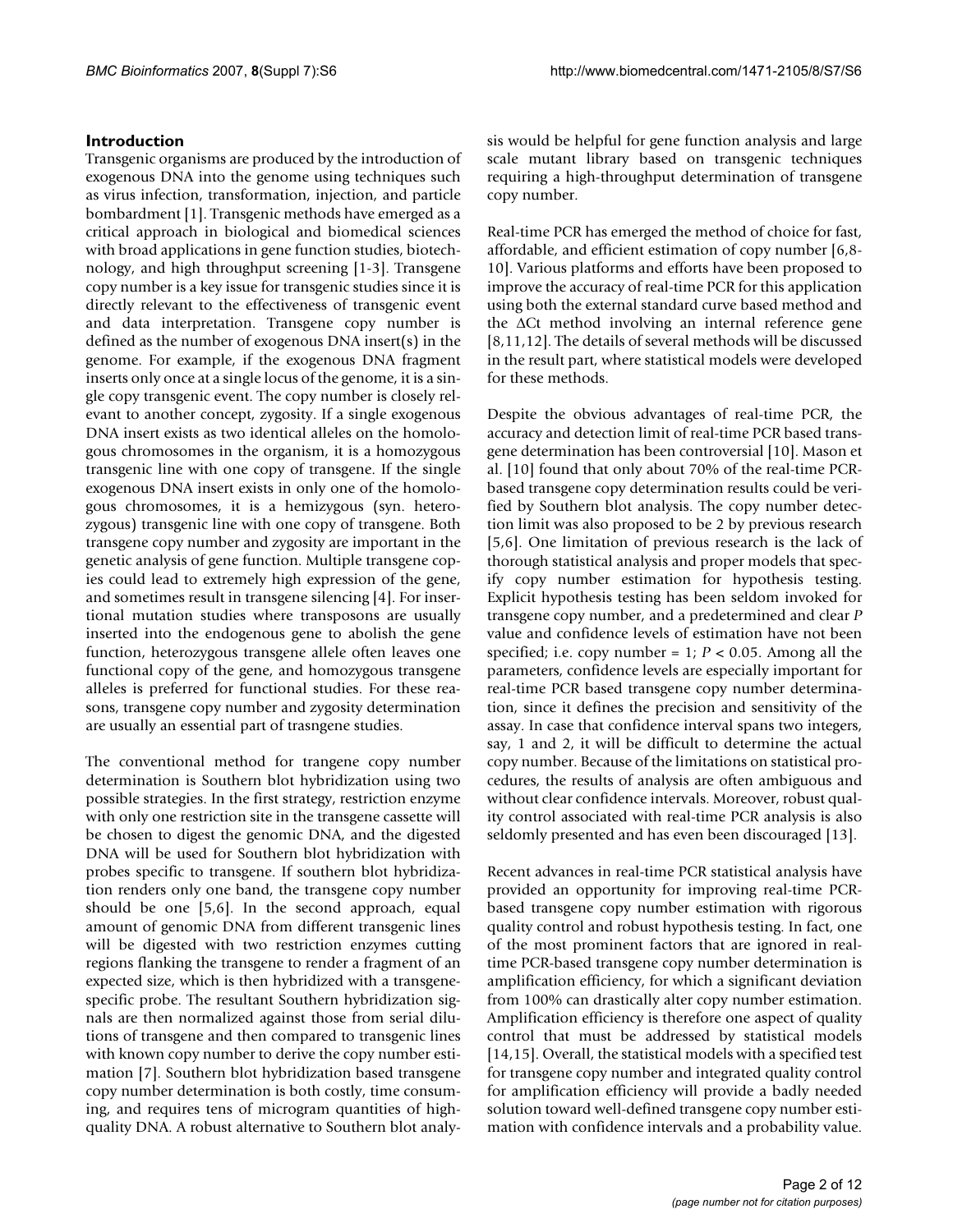## Introduction

Transgenic organisms are produced by the introduction of exogenous DNA into the genome using techniques such as virus infection, transformation, injection, and particle bombardment [1]. Transgenic methods have emerged as a critical approach in biological and biomedical sciences with broad applications in gene function studies, biotechnology, and high throughput screening [1-3]. Transgene copy number is a key issue for transgenic studies since it is directly relevant to the effectiveness of transgenic event and data interpretation. Transgene copy number is defined as the number of exogenous DNA insert(s) in the genome. For example, if the exogenous DNA fragment inserts only once at a single locus of the genome, it is a single copy transgenic event. The copy number is closely relevant to another concept, zygosity. If a single exogenous DNA insert exists as two identical alleles on the homologous chromosomes in the organism, it is a homozygous transgenic line with one copy of transgene. If the single exogenous DNA insert exists in only one of the homologous chromosomes, it is a hemizygous (syn. heterozygous) transgenic line with one copy of transgene. Both transgene copy number and zygosity are important in the genetic analysis of gene function. Multiple transgene copies could lead to extremely high expression of the gene, and sometimes result in transgene silencing [4]. For insertional mutation studies where transposons are usually inserted into the endogenous gene to abolish the gene function, heterozygous transgene allele often leaves one functional copy of the gene, and homozygous transgene alleles is preferred for functional studies. For these reasons, transgene copy number and zygosity determination are usually an essential part of trasngene studies.

The conventional method for trangene copy number determination is Southern blot hybridization using two possible strategies. In the first strategy, restriction enzyme with only one restriction site in the transgene cassette will be chosen to digest the genomic DNA, and the digested DNA will be used for Southern blot hybridization with probes specific to transgene. If southern blot hybridization renders only one band, the transgene copy number should be one [5,6]. In the second approach, equal amount of genomic DNA from different transgenic lines will be digested with two restriction enzymes cutting regions flanking the transgene to render a fragment of an expected size, which is then hybridized with a transgene-specific probe. The resultant Southern hybridization signals are then normalized against those from serial dilutions of transgene and then compared to transgenic lines with known copy number to derive the copy number estimation [7]. Southern blot hybridization based transgene copy number determination is both costly, time consuming, and requires tens of microgram quantities of high-quality DNA. A robust alternative to Southern blot analysis would be helpful for gene function analysis and large scale mutant library based on transgenic techniques requiring a high-throughput determination of transgene copy number.

Real-time PCR has emerged the method of choice for fast, affordable, and efficient estimation of copy number [6,8-10]. Various platforms and efforts have been proposed to improve the accuracy of real-time PCR for this application using both the external standard curve based method and the $\Delta$Ct method involving an internal reference gene [8,11,12]. The details of several methods will be discussed in the result part, where statistical models were developed for these methods.

Despite the obvious advantages of real-time PCR, the accuracy and detection limit of real-time PCR based transgene determination has been controversial [10]. Mason et al. [10] found that only about 70% of the real-time PCR-based transgene copy determination results could be verified by Southern blot analysis. The copy number detection limit was also proposed to be 2 by previous research [5,6]. One limitation of previous research is the lack of thorough statistical analysis and proper models that specify copy number estimation for hypothesis testing. Explicit hypothesis testing has been seldom invoked for transgene copy number, and a predetermined and clear *P* value and confidence levels of estimation have not been specified; i.e. copy number = 1; $P < 0.05$. Among all the parameters, confidence levels are especially important for real-time PCR based transgene copy number determination, since it defines the precision and sensitivity of the assay. In case that confidence interval spans two integers, say, 1 and 2, it will be difficult to determine the actual copy number. Because of the limitations on statistical procedures, the results of analysis are often ambiguous and without clear confidence intervals. Moreover, robust quality control associated with real-time PCR analysis is also seldomly presented and has even been discouraged [13].

Recent advances in real-time PCR statistical analysis have provided an opportunity for improving real-time PCR-based transgene copy number estimation with rigorous quality control and robust hypothesis testing. In fact, one of the most prominent factors that are ignored in real-time PCR-based transgene copy number determination is amplification efficiency, for which a significant deviation from 100% can drastically alter copy number estimation. Amplification efficiency is therefore one aspect of quality control that must be addressed by statistical models [14,15]. Overall, the statistical models with a specified test for transgene copy number and integrated quality control for amplification efficiency will provide a badly needed solution toward well-defined transgene copy number estimation with confidence intervals and a probability value.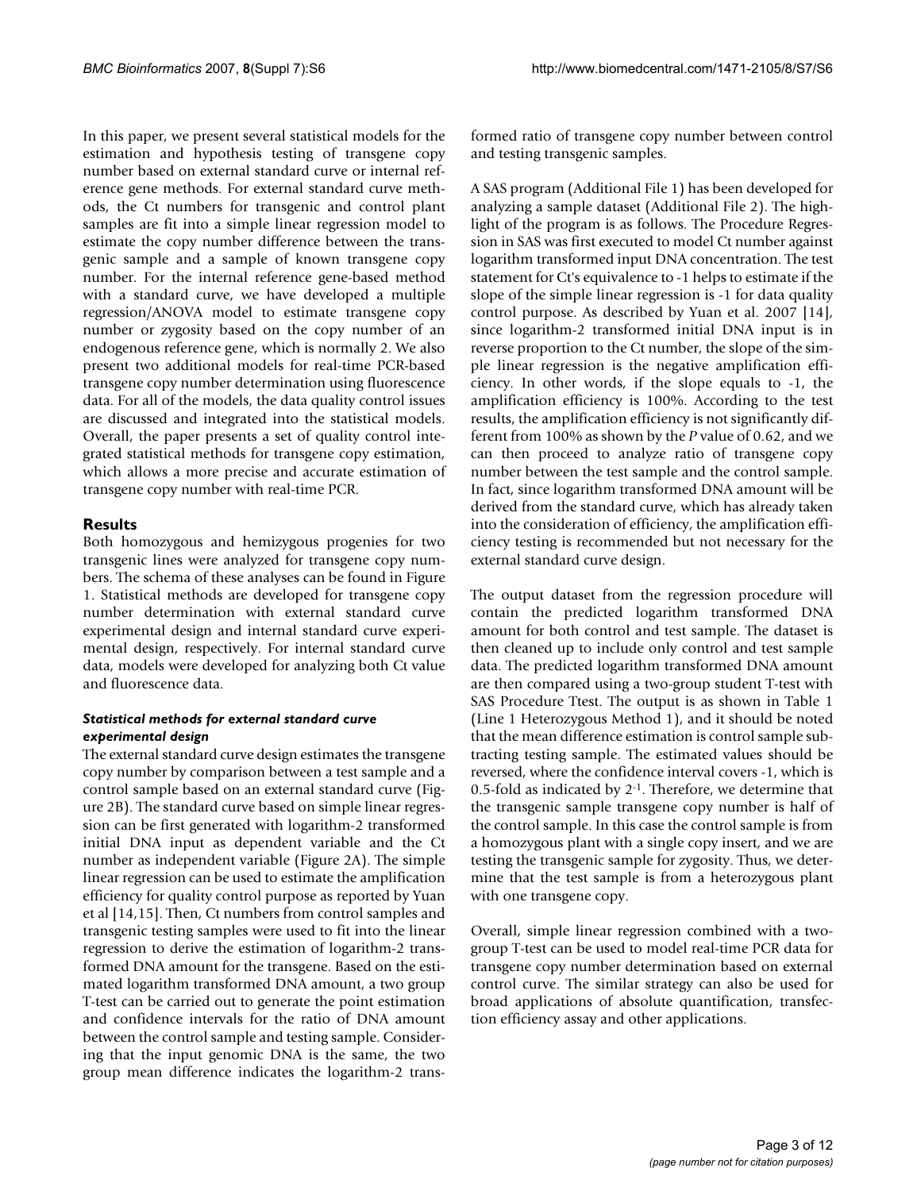In this paper, we present several statistical models for the estimation and hypothesis testing of transgene copy number based on external standard curve or internal reference gene methods. For external standard curve methods, the Ct numbers for transgenic and control plant samples are fit into a simple linear regression model to estimate the copy number difference between the transgenic sample and a sample of known transgene copy number. For the internal reference gene-based method with a standard curve, we have developed a multiple regression/ANOVA model to estimate transgene copy number or zygosity based on the copy number of an endogenous reference gene, which is normally 2. We also present two additional models for real-time PCR-based transgene copy number determination using fluorescence data. For all of the models, the data quality control issues are discussed and integrated into the statistical models. Overall, the paper presents a set of quality control integrated statistical methods for transgene copy estimation, which allows a more precise and accurate estimation of transgene copy number with real-time PCR.

## Results

Both homozygous and hemizygous progenies for two transgenic lines were analyzed for transgene copy numbers. The schema of these analyses can be found in Figure 1. Statistical methods are developed for transgene copy number determination with external standard curve experimental design and internal standard curve experimental design, respectively. For internal standard curve data, models were developed for analyzing both Ct value and fluorescence data.

### *Statistical methods for external standard curve experimental design*

The external standard curve design estimates the transgene copy number by comparison between a test sample and a control sample based on an external standard curve (Figure 2B). The standard curve based on simple linear regression can be first generated with logarithm-2 transformed initial DNA input as dependent variable and the Ct number as independent variable (Figure 2A). The simple linear regression can be used to estimate the amplification efficiency for quality control purpose as reported by Yuan et al [14,15]. Then, Ct numbers from control samples and transgenic testing samples were used to fit into the linear regression to derive the estimation of logarithm-2 transformed DNA amount for the transgene. Based on the estimated logarithm transformed DNA amount, a two group T-test can be carried out to generate the point estimation and confidence intervals for the ratio of DNA amount between the control sample and testing sample. Considering that the input genomic DNA is the same, the two group mean difference indicates the logarithm-2 transformed ratio of transgene copy number between control and testing transgenic samples.

A SAS program (Additional File 1) has been developed for analyzing a sample dataset (Additional File 2). The highlight of the program is as follows. The Procedure Regression in SAS was first executed to model Ct number against logarithm transformed input DNA concentration. The test statement for Ct's equivalence to -1 helps to estimate if the slope of the simple linear regression is -1 for data quality control purpose. As described by Yuan et al. 2007 [14], since logarithm-2 transformed initial DNA input is in reverse proportion to the Ct number, the slope of the simple linear regression is the negative amplification efficiency. In other words, if the slope equals to -1, the amplification efficiency is 100%. According to the test results, the amplification efficiency is not significantly different from 100% as shown by the *P* value of 0.62, and we can then proceed to analyze ratio of transgene copy number between the test sample and the control sample. In fact, since logarithm transformed DNA amount will be derived from the standard curve, which has already taken into the consideration of efficiency, the amplification efficiency testing is recommended but not necessary for the external standard curve design.

The output dataset from the regression procedure will contain the predicted logarithm transformed DNA amount for both control and test sample. The dataset is then cleaned up to include only control and test sample data. The predicted logarithm transformed DNA amount are then compared using a two-group student T-test with SAS Procedure Ttest. The output is as shown in Table 1 (Line 1 Heterozygous Method 1), and it should be noted that the mean difference estimation is control sample subtracting testing sample. The estimated values should be reversed, where the confidence interval covers -1, which is 0.5-fold as indicated by $2^{-1}$. Therefore, we determine that the transgenic sample transgene copy number is half of the control sample. In this case the control sample is from a homozygous plant with a single copy insert, and we are testing the transgenic sample for zygosity. Thus, we determine that the test sample is from a heterozygous plant with one transgene copy.

Overall, simple linear regression combined with a two-group T-test can be used to model real-time PCR data for transgene copy number determination based on external control curve. The similar strategy can also be used for broad applications of absolute quantification, transfection efficiency assay and other applications.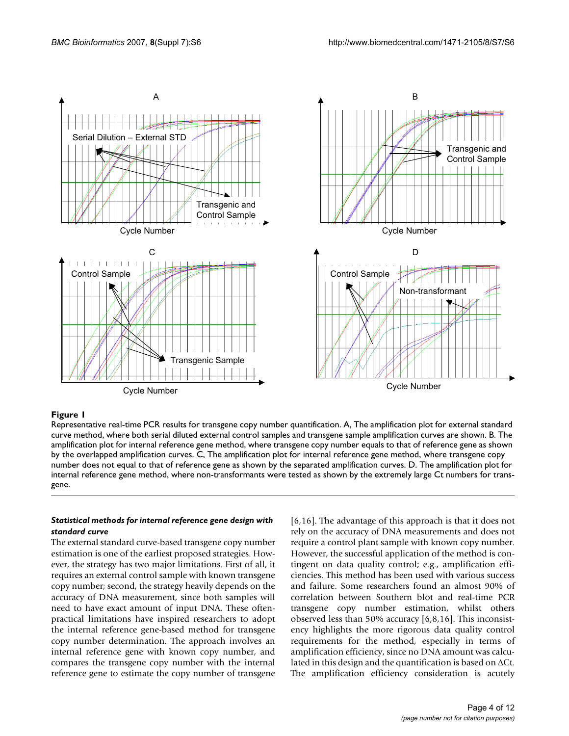A

Serial Dilution – External STD

Transgenic and Control Sample

Cycle Number

B

Transgenic and Control Sample

Cycle Number

C

Control Sample

Transgenic Sample

Cycle Number

D

Control Sample

Non-transformant

Cycle Number

**Figure 1**

Representative real-time PCR results for transgene copy number quantification. A, The amplification plot for external standard curve method, where both serial diluted external control samples and transgene sample amplification curves are shown. B. The amplification plot for internal reference gene method, where transgene copy number equals to that of reference gene as shown by the overlapped amplification curves. C, The amplification plot for internal reference gene method, where transgene copy number does not equal to that of reference gene as shown by the separated amplification curves. D. The amplification plot for internal reference gene method, where non-transformants were tested as shown by the extremely large Ct numbers for transgene.

### *Statistical methods for internal reference gene design with standard curve*

The external standard curve-based transgene copy number estimation is one of the earliest proposed strategies. However, the strategy has two major limitations. First of all, it requires an external control sample with known transgene copy number; second, the strategy heavily depends on the accuracy of DNA measurement, since both samples will need to have exact amount of input DNA. These often-practical limitations have inspired researchers to adopt the internal reference gene-based method for transgene copy number determination. The approach involves an internal reference gene with known copy number, and compares the transgene copy number with the internal reference gene to estimate the copy number of transgene [6,16]. The advantage of this approach is that it does not rely on the accuracy of DNA measurements and does not require a control plant sample with known copy number. However, the successful application of the method is contingent on data quality control; e.g., amplification efficiencies. This method has been used with various success and failure. Some researchers found an almost 90% of correlation between Southern blot and real-time PCR transgene copy number estimation, whilst others observed less than 50% accuracy [6,8,16]. This inconsistency highlights the more rigorous data quality control requirements for the method, especially in terms of amplification efficiency, since no DNA amount was calculated in this design and the quantification is based on ΔCt. The amplification efficiency consideration is acutely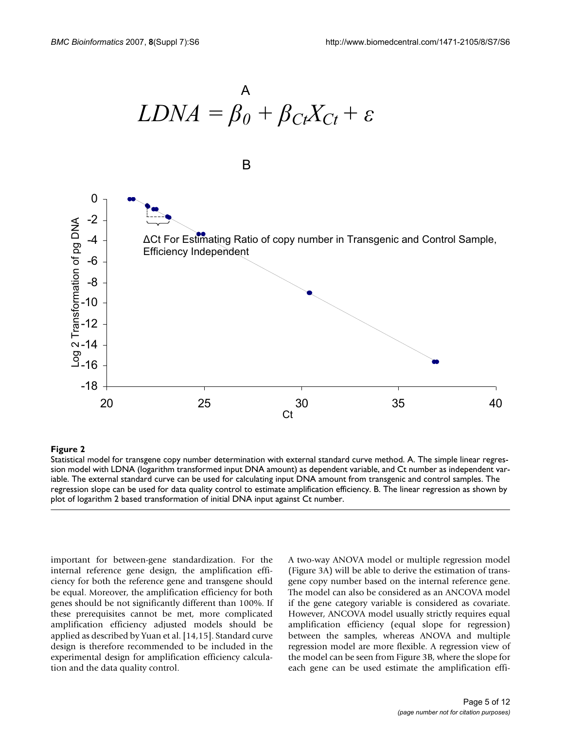A

$$LDNA = \beta_0 + \beta_{Ct}X_{Ct} + \varepsilon$$

B

**Figure 2**

Statistical model for transgene copy number determination with external standard curve method. A. The simple linear regression model with LDNA (logarithm transformed input DNA amount) as dependent variable, and Ct number as independent variable. The external standard curve can be used for calculating input DNA amount from transgenic and control samples. The regression slope can be used for data quality control to estimate amplification efficiency. B. The linear regression as shown by plot of logarithm 2 based transformation of initial DNA input against Ct number.

important for between-gene standardization. For the internal reference gene design, the amplification efficiency for both the reference gene and transgene should be equal. Moreover, the amplification efficiency for both genes should be not significantly different than 100%. If these prerequisites cannot be met, more complicated amplification efficiency adjusted models should be applied as described by Yuan et al. [14,15]. Standard curve design is therefore recommended to be included in the experimental design for amplification efficiency calculation and the data quality control.

A two-way ANOVA model or multiple regression model (Figure 3A) will be able to derive the estimation of transgene copy number based on the internal reference gene. The model can also be considered as an ANCOVA model if the gene category variable is considered as covariate. However, ANCOVA model usually strictly requires equal amplification efficiency (equal slope for regression) between the samples, whereas ANOVA and multiple regression model are more flexible. A regression view of the model can be seen from Figure 3B, where the slope for each gene can be used estimate the amplification effi-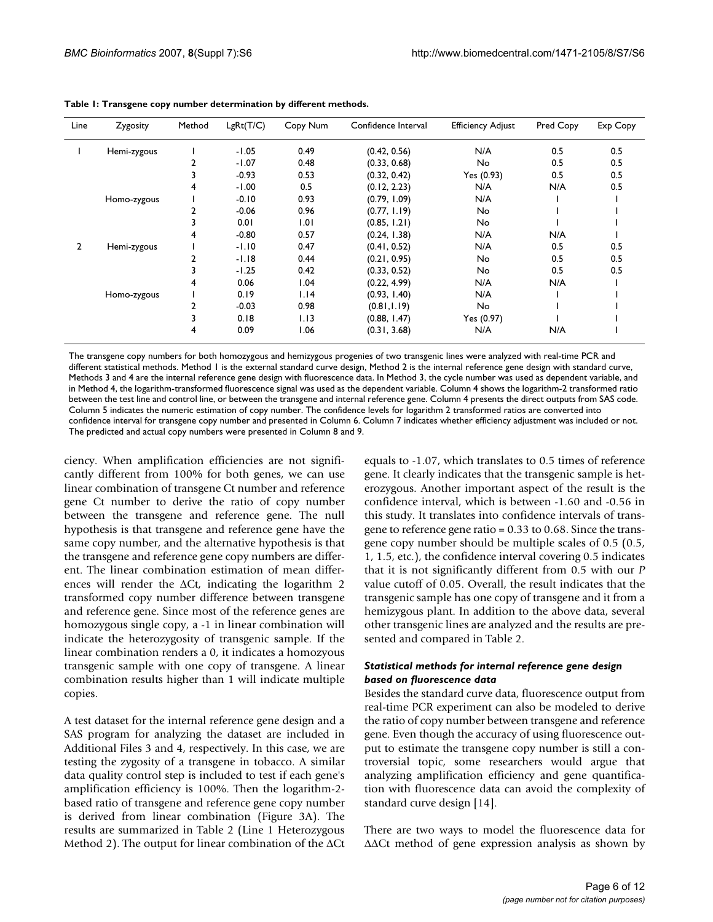**Table 1: Transgene copy number determination by different methods.**

| Line | Zygosity | Method | LgRt(T/C) | Copy Num | Confidence Interval | Efficiency Adjust | Pred Copy | Exp Copy |
|---|---|---|---|---|---|---|---|---|
| 1 | Hemi-zygous | 1 | -1.05 | 0.49 | (0.42, 0.56) | N/A | 0.5 | 0.5 |
| | | 2 | -1.07 | 0.48 | (0.33, 0.68) | No | 0.5 | 0.5 |
| | | 3 | -0.93 | 0.53 | (0.32, 0.42) | Yes (0.93) | 0.5 | 0.5 |
| | | 4 | -1.00 | 0.5 | (0.12, 2.23) | N/A | N/A | 0.5 |
| | Homo-zygous | 1 | -0.10 | 0.93 | (0.79, 1.09) | N/A | 1 | 1 |
| | | 2 | -0.06 | 0.96 | (0.77, 1.19) | No | 1 | 1 |
| | | 3 | 0.01 | 1.01 | (0.85, 1.21) | No | 1 | 1 |
| | | 4 | -0.80 | 0.57 | (0.24, 1.38) | N/A | N/A | 1 |
| 2 | Hemi-zygous | 1 | -1.10 | 0.47 | (0.41, 0.52) | N/A | 0.5 | 0.5 |
| | | 2 | -1.18 | 0.44 | (0.21, 0.95) | No | 0.5 | 0.5 |
| | | 3 | -1.25 | 0.42 | (0.33, 0.52) | No | 0.5 | 0.5 |
| | | 4 | 0.06 | 1.04 | (0.22, 4.99) | N/A | N/A | 1 |
| | Homo-zygous | 1 | 0.19 | 1.14 | (0.93, 1.40) | N/A | 1 | 1 |
| | | 2 | -0.03 | 0.98 | (0.81,1.19) | No | 1 | 1 |
| | | 3 | 0.18 | 1.13 | (0.88, 1.47) | Yes (0.97) | 1 | 1 |
| | | 4 | 0.09 | 1.06 | (0.31, 3.68) | N/A | N/A | 1 |

The transgene copy numbers for both homozygous and hemizygous progenies of two transgenic lines were analyzed with real-time PCR and different statistical methods. Method 1 is the external standard curve design, Method 2 is the internal reference gene design with standard curve, Methods 3 and 4 are the internal reference gene design with fluorescence data. In Method 3, the cycle number was used as dependent variable, and in Method 4, the logarithm-transformed fluorescence signal was used as the dependent variable. Column 4 shows the logarithm-2 transformed ratio between the test line and control line, or between the transgene and internal reference gene. Column 4 presents the direct outputs from SAS code. Column 5 indicates the numeric estimation of copy number. The confidence levels for logarithm 2 transformed ratios are converted into confidence interval for transgene copy number and presented in Column 6. Column 7 indicates whether efficiency adjustment was included or not. The predicted and actual copy numbers were presented in Column 8 and 9.

ciency. When amplification efficiencies are not significantly different from 100% for both genes, we can use linear combination of transgene Ct number and reference gene Ct number to derive the ratio of copy number between the transgene and reference gene. The null hypothesis is that transgene and reference gene have the same copy number, and the alternative hypothesis is that the transgene and reference gene copy numbers are different. The linear combination estimation of mean differences will render the ΔCt, indicating the logarithm 2 transformed copy number difference between transgene and reference gene. Since most of the reference genes are homozygous single copy, a -1 in linear combination will indicate the heterozygosity of transgenic sample. If the linear combination renders a 0, it indicates a homozyous transgenic sample with one copy of transgene. A linear combination results higher than 1 will indicate multiple copies.

A test dataset for the internal reference gene design and a SAS program for analyzing the dataset are included in Additional Files 3 and 4, respectively. In this case, we are testing the zygosity of a transgene in tobacco. A similar data quality control step is included to test if each gene's amplification efficiency is 100%. Then the logarithm-2-based ratio of transgene and reference gene copy number is derived from linear combination (Figure 3A). The results are summarized in Table 2 (Line 1 Heterozygous Method 2). The output for linear combination of the ΔCt equals to -1.07, which translates to 0.5 times of reference gene. It clearly indicates that the transgenic sample is heterozygous. Another important aspect of the result is the confidence interval, which is between -1.60 and -0.56 in this study. It translates into confidence intervals of transgene to reference gene ratio = 0.33 to 0.68. Since the transgene copy number should be multiple scales of 0.5 (0.5, 1, 1.5, etc.), the confidence interval covering 0.5 indicates that it is not significantly different from 0.5 with our *P* value cutoff of 0.05. Overall, the result indicates that the transgenic sample has one copy of transgene and it from a hemizygous plant. In addition to the above data, several other transgenic lines are analyzed and the results are presented and compared in Table 2.

### *Statistical methods for internal reference gene design based on fluorescence data*

Besides the standard curve data, fluorescence output from real-time PCR experiment can also be modeled to derive the ratio of copy number between transgene and reference gene. Even though the accuracy of using fluorescence output to estimate the transgene copy number is still a controversial topic, some researchers would argue that analyzing amplification efficiency and gene quantification with fluorescence data can avoid the complexity of standard curve design [14].

There are two ways to model the fluorescence data for ΔΔCt method of gene expression analysis as shown by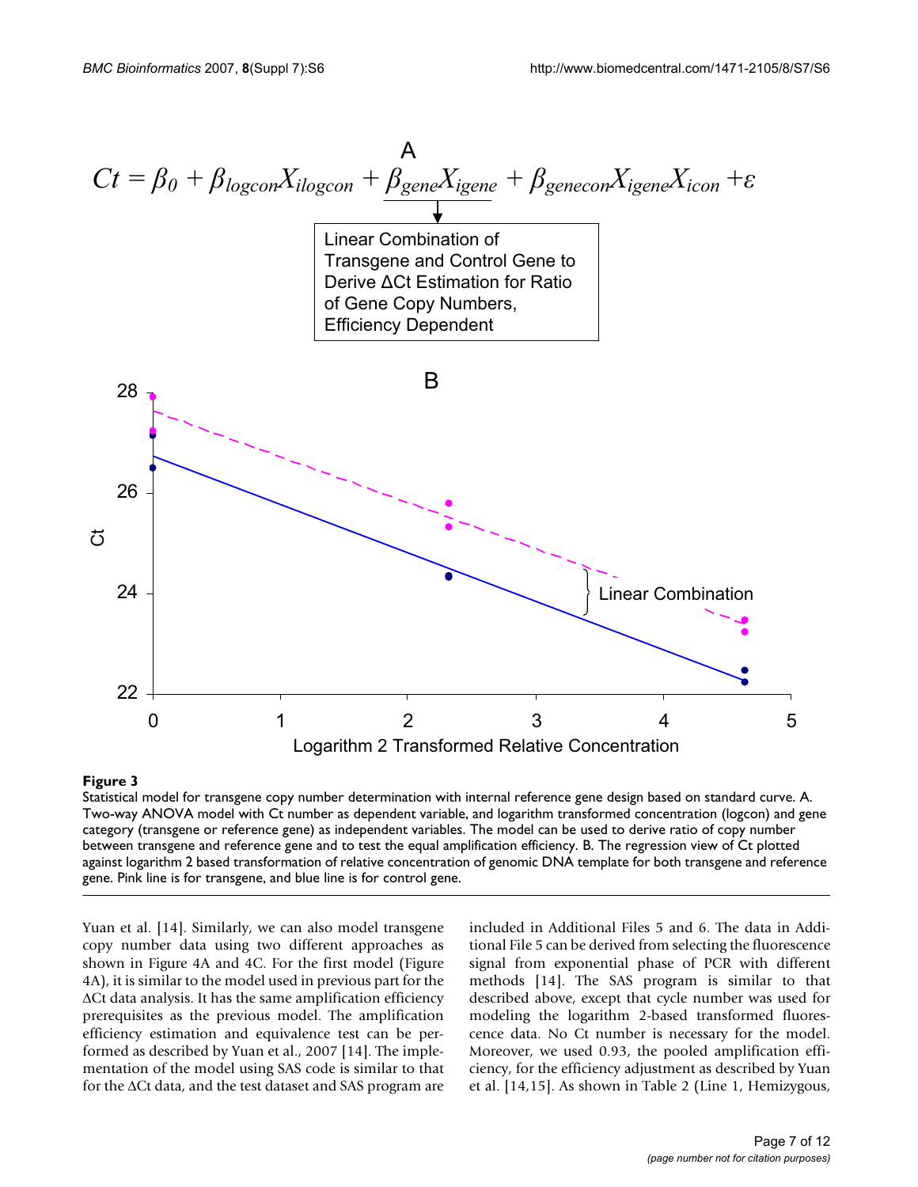**Figure 3**

Statistical model for transgene copy number determination with internal reference gene design based on standard curve. A. Two-way ANOVA model with Ct number as dependent variable, and logarithm transformed concentration (logcon) and gene category (transgene or reference gene) as independent variables. The model can be used to derive ratio of copy number between transgene and reference gene and to test the equal amplification efficiency. B. The regression view of Ct plotted against logarithm 2 based transformation of relative concentration of genomic DNA template for both transgene and reference gene. Pink line is for transgene, and blue line is for control gene.

Yuan et al. [14]. Similarly, we can also model transgene copy number data using two different approaches as shown in Figure 4A and 4C. For the first model (Figure 4A), it is similar to the model used in previous part for the ΔCt data analysis. It has the same amplification efficiency prerequisites as the previous model. The amplification efficiency estimation and equivalence test can be performed as described by Yuan et al., 2007 [14]. The implementation of the model using SAS code is similar to that for the ΔCt data, and the test dataset and SAS program are included in Additional Files 5 and 6. The data in Additional File 5 can be derived from selecting the fluorescence signal from exponential phase of PCR with different methods [14]. The SAS program is similar to that described above, except that cycle number was used for modeling the logarithm 2-based transformed fluorescence data. No Ct number is necessary for the model. Moreover, we used 0.93, the pooled amplification efficiency, for the efficiency adjustment as described by Yuan et al. [14,15]. As shown in Table 2 (Line 1, Hemizygous,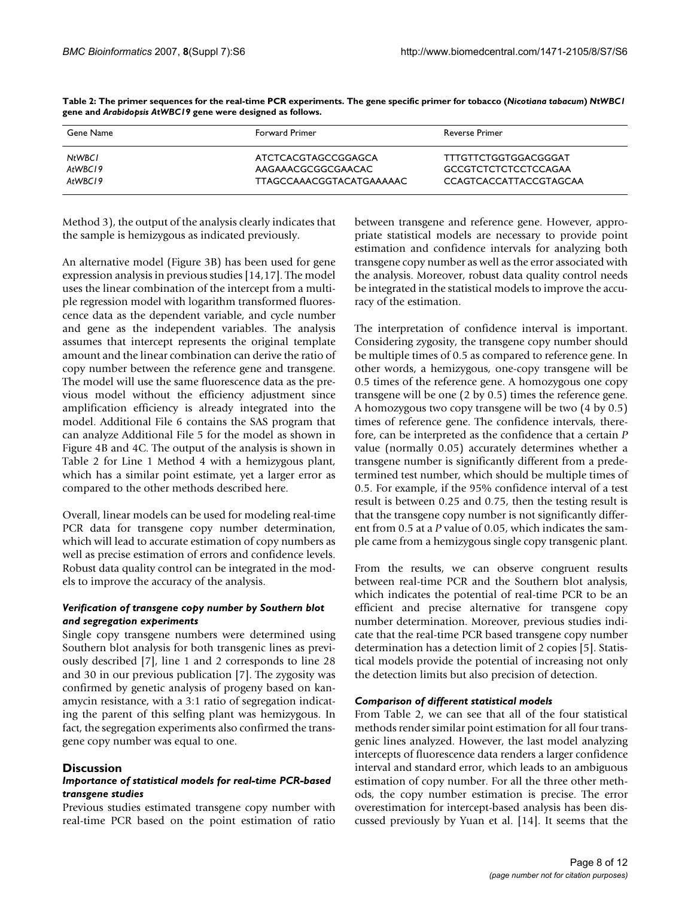**Table 2: The primer sequences for the real-time PCR experiments. The gene specific primer for tobacco (*Nicotiana tabacum*) *NtWBC1* gene and *Arabidopsis AtWBC19* gene were designed as follows.**

| Gene Name | Forward Primer | Reverse Primer |
|---|---|---|
| *NtWBC1* | ATCTCACGTAGCCGGAGCA | TTTGTTCTGGTGGACGGGAT |
| *AtWBC19* | AAGAAACGCGGCGAACAC | GCCGTCTCTCTCCTCCAGAA |
| *AtWBC19* | TTAGCCAAACGGTACATGAAAAAC | CCAGTCACCATTACCGTAGCAA |

Method 3), the output of the analysis clearly indicates that the sample is hemizygous as indicated previously.

An alternative model (Figure 3B) has been used for gene expression analysis in previous studies [14,17]. The model uses the linear combination of the intercept from a multiple regression model with logarithm transformed fluorescence data as the dependent variable, and cycle number and gene as the independent variables. The analysis assumes that intercept represents the original template amount and the linear combination can derive the ratio of copy number between the reference gene and transgene. The model will use the same fluorescence data as the previous model without the efficiency adjustment since amplification efficiency is already integrated into the model. Additional File 6 contains the SAS program that can analyze Additional File 5 for the model as shown in Figure 4B and 4C. The output of the analysis is shown in Table 2 for Line 1 Method 4 with a hemizygous plant, which has a similar point estimate, yet a larger error as compared to the other methods described here.

Overall, linear models can be used for modeling real-time PCR data for transgene copy number determination, which will lead to accurate estimation of copy numbers as well as precise estimation of errors and confidence levels. Robust data quality control can be integrated in the models to improve the accuracy of the analysis.

#### *Verification of transgene copy number by Southern blot and segregation experiments*

Single copy transgene numbers were determined using Southern blot analysis for both transgenic lines as previously described [7], line 1 and 2 corresponds to line 28 and 30 in our previous publication [7]. The zygosity was confirmed by genetic analysis of progeny based on kanamycin resistance, with a 3:1 ratio of segregation indicating the parent of this selfing plant was hemizygous. In fact, the segregation experiments also confirmed the transgene copy number was equal to one.

## Discussion

#### *Importance of statistical models for real-time PCR-based transgene studies*

Previous studies estimated transgene copy number with real-time PCR based on the point estimation of ratio between transgene and reference gene. However, appropriate statistical models are necessary to provide point estimation and confidence intervals for analyzing both transgene copy number as well as the error associated with the analysis. Moreover, robust data quality control needs be integrated in the statistical models to improve the accuracy of the estimation.

The interpretation of confidence interval is important. Considering zygosity, the transgene copy number should be multiple times of 0.5 as compared to reference gene. In other words, a hemizygous, one-copy transgene will be 0.5 times of the reference gene. A homozygous one copy transgene will be one (2 by 0.5) times the reference gene. A homozygous two copy transgene will be two (4 by 0.5) times of reference gene. The confidence intervals, therefore, can be interpreted as the confidence that a certain *P* value (normally 0.05) accurately determines whether a transgene number is significantly different from a predetermined test number, which should be multiple times of 0.5. For example, if the 95% confidence interval of a test result is between 0.25 and 0.75, then the testing result is that the transgene copy number is not significantly different from 0.5 at a *P* value of 0.05, which indicates the sample came from a hemizygous single copy transgenic plant.

From the results, we can observe congruent results between real-time PCR and the Southern blot analysis, which indicates the potential of real-time PCR to be an efficient and precise alternative for transgene copy number determination. Moreover, previous studies indicate that the real-time PCR based transgene copy number determination has a detection limit of 2 copies [5]. Statistical models provide the potential of increasing not only the detection limits but also precision of detection.

#### *Comparison of different statistical models*

From Table 2, we can see that all of the four statistical methods render similar point estimation for all four transgenic lines analyzed. However, the last model analyzing intercepts of fluorescence data renders a larger confidence interval and standard error, which leads to an ambiguous estimation of copy number. For all the three other methods, the copy number estimation is precise. The error overestimation for intercept-based analysis has been discussed previously by Yuan et al. [14]. It seems that the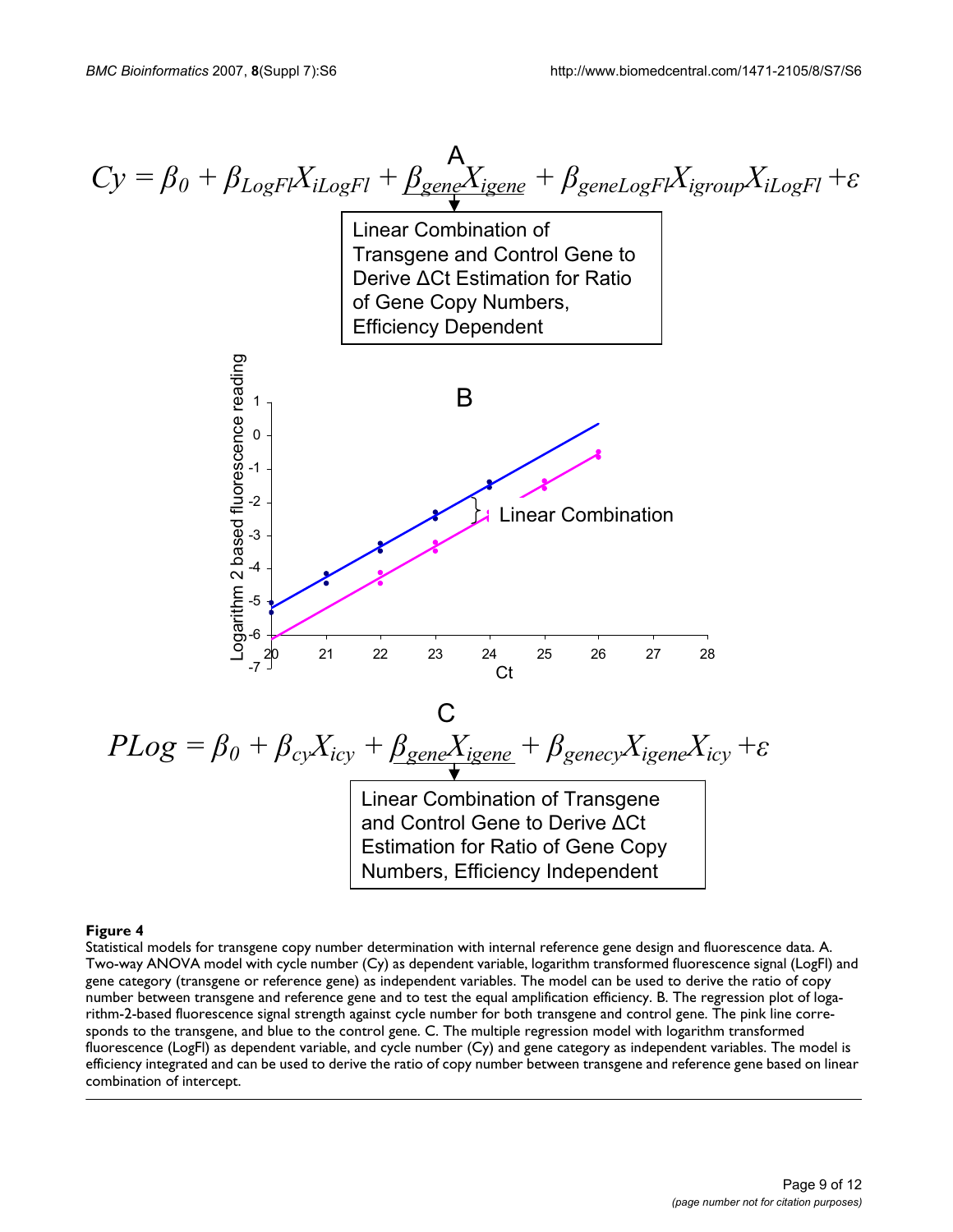A

$$Cy = \beta_0 + \beta_{LogFl}X_{iLogFl} + \underline{\beta_{gene}X_{igene}} + \beta_{geneLogFl}X_{igroup}X_{iLogFl} + \varepsilon$$

Linear Combination of Transgene and Control Gene to Derive ΔCt Estimation for Ratio of Gene Copy Numbers, Efficiency Dependent

B

Linear Combination

C

$$PLog = \beta_0 + \beta_{cy}X_{icy} + \underline{\beta_{gene}X_{igene}} + \beta_{genecy}X_{igene}X_{icy} + \varepsilon$$

Linear Combination of Transgene and Control Gene to Derive ΔCt Estimation for Ratio of Gene Copy Numbers, Efficiency Independent

**Figure 4**

Statistical models for transgene copy number determination with internal reference gene design and fluorescence data. A. Two-way ANOVA model with cycle number (Cy) as dependent variable, logarithm transformed fluorescence signal (LogFl) and gene category (transgene or reference gene) as independent variables. The model can be used to derive the ratio of copy number between transgene and reference gene and to test the equal amplification efficiency. B. The regression plot of logarithm-2-based fluorescence signal strength against cycle number for both transgene and control gene. The pink line corresponds to the transgene, and blue to the control gene. C. The multiple regression model with logarithm transformed fluorescence (LogFl) as dependent variable, and cycle number (Cy) and gene category as independent variables. The model is efficiency integrated and can be used to derive the ratio of copy number between transgene and reference gene based on linear combination of intercept.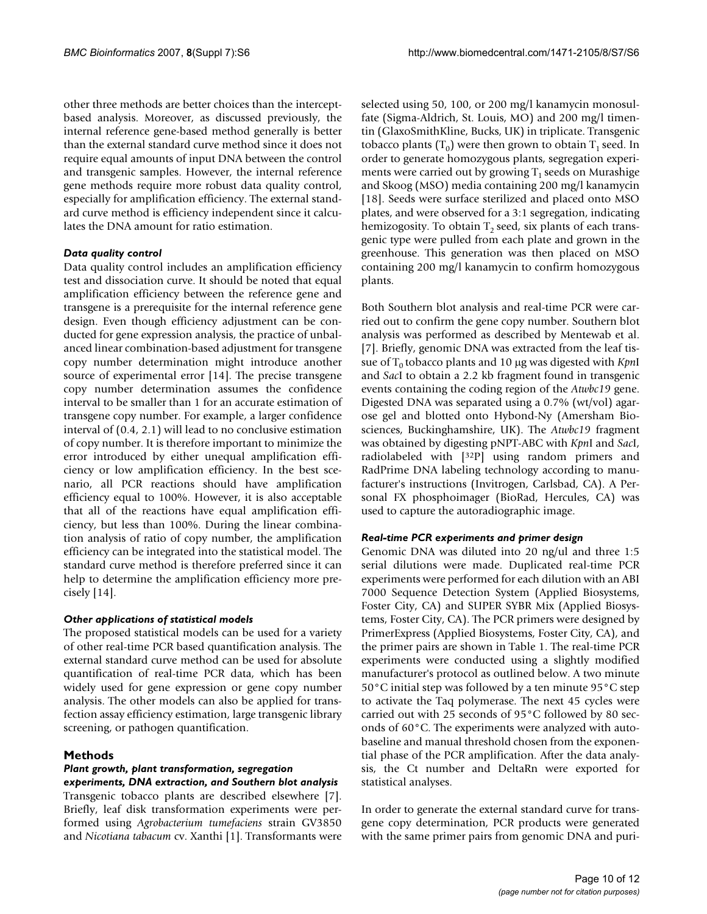other three methods are better choices than the intercept-based analysis. Moreover, as discussed previously, the internal reference gene-based method generally is better than the external standard curve method since it does not require equal amounts of input DNA between the control and transgenic samples. However, the internal reference gene methods require more robust data quality control, especially for amplification efficiency. The external standard curve method is efficiency independent since it calculates the DNA amount for ratio estimation.

### *Data quality control*

Data quality control includes an amplification efficiency test and dissociation curve. It should be noted that equal amplification efficiency between the reference gene and transgene is a prerequisite for the internal reference gene design. Even though efficiency adjustment can be conducted for gene expression analysis, the practice of unbalanced linear combination-based adjustment for transgene copy number determination might introduce another source of experimental error [14]. The precise transgene copy number determination assumes the confidence interval to be smaller than 1 for an accurate estimation of transgene copy number. For example, a larger confidence interval of (0.4, 2.1) will lead to no conclusive estimation of copy number. It is therefore important to minimize the error introduced by either unequal amplification efficiency or low amplification efficiency. In the best scenario, all PCR reactions should have amplification efficiency equal to 100%. However, it is also acceptable that all of the reactions have equal amplification efficiency, but less than 100%. During the linear combination analysis of ratio of copy number, the amplification efficiency can be integrated into the statistical model. The standard curve method is therefore preferred since it can help to determine the amplification efficiency more precisely [14].

### *Other applications of statistical models*

The proposed statistical models can be used for a variety of other real-time PCR based quantification analysis. The external standard curve method can be used for absolute quantification of real-time PCR data, which has been widely used for gene expression or gene copy number analysis. The other models can also be applied for transfection assay efficiency estimation, large transgenic library screening, or pathogen quantification.

## Methods

### *Plant growth, plant transformation, segregation experiments, DNA extraction, and Southern blot analysis*

Transgenic tobacco plants are described elsewhere [7]. Briefly, leaf disk transformation experiments were performed using *Agrobacterium tumefaciens* strain GV3850 and *Nicotiana tabacum* cv. Xanthi [1]. Transformants were selected using 50, 100, or 200 mg/l kanamycin monosulfate (Sigma-Aldrich, St. Louis, MO) and 200 mg/l timentin (GlaxoSmithKline, Bucks, UK) in triplicate. Transgenic tobacco plants ($T_0$) were then grown to obtain $T_1$ seed. In order to generate homozygous plants, segregation experiments were carried out by growing $T_1$ seeds on Murashige and Skoog (MSO) media containing 200 mg/l kanamycin [18]. Seeds were surface sterilized and placed onto MSO plates, and were observed for a 3:1 segregation, indicating hemizogosity. To obtain $T_2$ seed, six plants of each transgenic type were pulled from each plate and grown in the greenhouse. This generation was then placed on MSO containing 200 mg/l kanamycin to confirm homozygous plants.

Both Southern blot analysis and real-time PCR were carried out to confirm the gene copy number. Southern blot analysis was performed as described by Mentewab et al. [7]. Briefly, genomic DNA was extracted from the leaf tissue of $T_0$ tobacco plants and 10 μg was digested with *Kpn*I and *Sac*I to obtain a 2.2 kb fragment found in transgenic events containing the coding region of the *Atwbc19* gene. Digested DNA was separated using a 0.7% (wt/vol) agarose gel and blotted onto Hybond-Ny (Amersham Biosciences, Buckinghamshire, UK). The *Atwbc19* fragment was obtained by digesting pNPT-ABC with *Kpn*I and *Sac*I, radiolabeled with [$^{32}$P] using random primers and RadPrime DNA labeling technology according to manufacturer's instructions (Invitrogen, Carlsbad, CA). A Personal FX phosphoimager (BioRad, Hercules, CA) was used to capture the autoradiographic image.

### *Real-time PCR experiments and primer design*

Genomic DNA was diluted into 20 ng/ul and three 1:5 serial dilutions were made. Duplicated real-time PCR experiments were performed for each dilution with an ABI 7000 Sequence Detection System (Applied Biosystems, Foster City, CA) and SUPER SYBR Mix (Applied Biosystems, Foster City, CA). The PCR primers were designed by PrimerExpress (Applied Biosystems, Foster City, CA), and the primer pairs are shown in Table 1. The real-time PCR experiments were conducted using a slightly modified manufacturer's protocol as outlined below. A two minute 50°C initial step was followed by a ten minute 95°C step to activate the Taq polymerase. The next 45 cycles were carried out with 25 seconds of 95°C followed by 80 seconds of 60°C. The experiments were analyzed with auto-baseline and manual threshold chosen from the exponential phase of the PCR amplification. After the data analysis, the Ct number and DeltaRn were exported for statistical analyses.

In order to generate the external standard curve for transgene copy determination, PCR products were generated with the same primer pairs from genomic DNA and puri-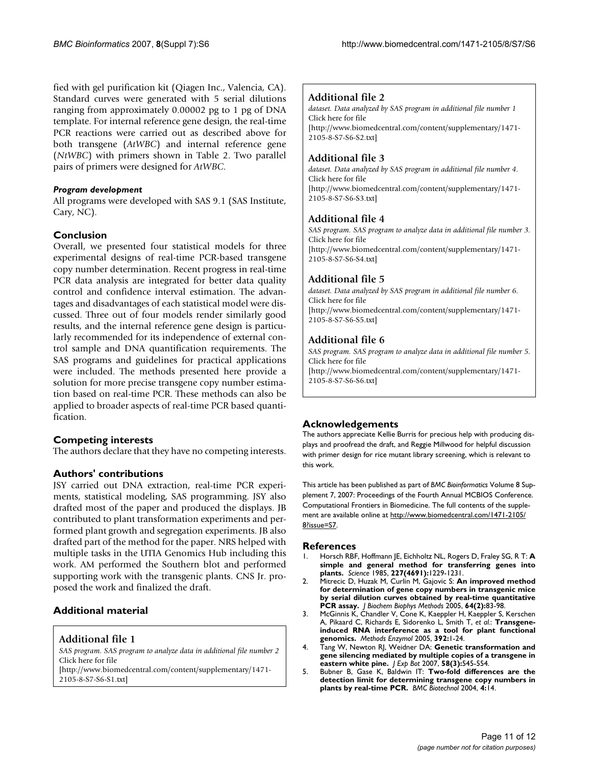fied with gel purification kit (Qiagen Inc., Valencia, CA). Standard curves were generated with 5 serial dilutions ranging from approximately 0.00002 pg to 1 pg of DNA template. For internal reference gene design, the real-time PCR reactions were carried out as described above for both transgene (*AtWBC*) and internal reference gene (*NtWBC*) with primers shown in Table 2. Two parallel pairs of primers were designed for *AtWBC*.

#### *Program development*

All programs were developed with SAS 9.1 (SAS Institute, Cary, NC).

## Conclusion

Overall, we presented four statistical models for three experimental designs of real-time PCR-based transgene copy number determination. Recent progress in real-time PCR data analysis are integrated for better data quality control and confidence interval estimation. The advantages and disadvantages of each statistical model were discussed. Three out of four models render similarly good results, and the internal reference gene design is particularly recommended for its independence of external control sample and DNA quantification requirements. The SAS programs and guidelines for practical applications were included. The methods presented here provide a solution for more precise transgene copy number estimation based on real-time PCR. These methods can also be applied to broader aspects of real-time PCR based quantification.

## Competing interests

The authors declare that they have no competing interests.

## Authors' contributions

JSY carried out DNA extraction, real-time PCR experiments, statistical modeling, SAS programming. JSY also drafted most of the paper and produced the displays. JB contributed to plant transformation experiments and performed plant growth and segregation experiments. JB also drafted part of the method for the paper. NRS helped with multiple tasks in the UTIA Genomics Hub including this work. AM performed the Southern blot and performed supporting work with the transgenic plants. CNS Jr. proposed the work and finalized the draft.

## Additional material

### Additional file 1

*SAS program. SAS program to analyze data in additional file number 2*
Click here for file
[http://www.biomedcentral.com/content/supplementary/1471-2105-8-S7-S6-S1.txt]

### Additional file 2

*dataset. Data analyzed by SAS program in additional file number 1*
Click here for file
[http://www.biomedcentral.com/content/supplementary/1471-2105-8-S7-S6-S2.txt]

### Additional file 3

*dataset. Data analyzed by SAS program in additional file number 4.*
Click here for file
[http://www.biomedcentral.com/content/supplementary/1471-2105-8-S7-S6-S3.txt]

### Additional file 4

*SAS program. SAS program to analyze data in additional file number 3.*
Click here for file
[http://www.biomedcentral.com/content/supplementary/1471-2105-8-S7-S6-S4.txt]

### Additional file 5

*dataset. Data analyzed by SAS program in additional file number 6.*
Click here for file
[http://www.biomedcentral.com/content/supplementary/1471-2105-8-S7-S6-S5.txt]

### Additional file 6

*SAS program. SAS program to analyze data in additional file number 5.*
Click here for file
[http://www.biomedcentral.com/content/supplementary/1471-2105-8-S7-S6-S6.txt]

## Acknowledgements

The authors appreciate Kellie Burris for precious help with producing displays and proofread the draft, and Reggie Millwood for helpful discussion with primer design for rice mutant library screening, which is relevant to this work.

This article has been published as part of *BMC Bioinformatics* Volume 8 Supplement 7, 2007: Proceedings of the Fourth Annual MCBIOS Conference. Computational Frontiers in Biomedicine. The full contents of the supplement are available online at http://www.biomedcentral.com/1471-2105/8?issue=S7.

## References

1. Horsch RBF, Eichholtz NL, Rogers D, Fraley SG, R T: **A simple and general method for transferring genes into plants.** *Science* 1985, **227(4691):**1229-1231.
2. Mitrecic D, Huzak M, Curlin M, Gajovic S: **An improved method for determination of gene copy numbers in transgenic mice by serial dilution curves obtained by real-time quantitative PCR assay.** *J Biochem Biophys Methods* 2005, **64(2):**83-98.
3. McGinnis K, Chandler V, Cone K, Kaeppler H, Kaeppler S, Kerschen A, Pikaard C, Richards E, Sidorenko L, Smith T, *et al.*: **Transgene-induced RNA interference as a tool for plant functional genomics.** *Methods Enzymol* 2005, **392:**1-24.
4. Tang W, Newton RJ, Weidner DA: **Genetic transformation and gene silencing mediated by multiple copies of a transgene in eastern white pine.** *J Exp Bot* 2007, **58(3):**545-554.
5. Bubner B, Gase K, Baldwin IT: **Two-fold differences are the detection limit for determining transgene copy numbers in plants by real-time PCR.** *BMC Biotechnol* 2004, **4:**14.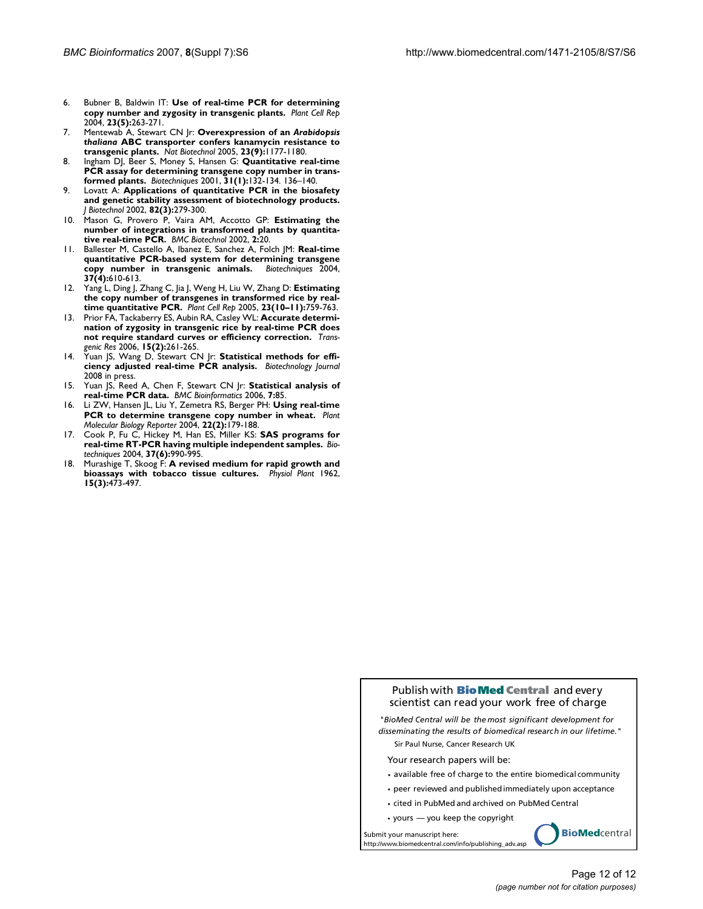6. Bubner B, Baldwin IT: **Use of real-time PCR for determining copy number and zygosity in transgenic plants.** *Plant Cell Rep* 2004, **23(5):**263-271.
7. Mentewab A, Stewart CN Jr: **Overexpression of an *Arabidopsis thaliana* ABC transporter confers kanamycin resistance to transgenic plants.** *Nat Biotechnol* 2005, **23(9):**1177-1180.
8. Ingham DJ, Beer S, Money S, Hansen G: **Quantitative real-time PCR assay for determining transgene copy number in transformed plants.** *Biotechniques* 2001, **31(1):**132-134. 136–140.
9. Lovatt A: **Applications of quantitative PCR in the biosafety and genetic stability assessment of biotechnology products.** *J Biotechnol* 2002, **82(3):**279-300.
10. Mason G, Provero P, Vaira AM, Accotto GP: **Estimating the number of integrations in transformed plants by quantitative real-time PCR.** *BMC Biotechnol* 2002, **2:**20.
11. Ballester M, Castello A, Ibanez E, Sanchez A, Folch JM: **Real-time quantitative PCR-based system for determining transgene copy number in transgenic animals.** *Biotechniques* 2004, **37(4):**610-613.
12. Yang L, Ding J, Zhang C, Jia J, Weng H, Liu W, Zhang D: **Estimating the copy number of transgenes in transformed rice by real-time quantitative PCR.** *Plant Cell Rep* 2005, **23(10–11):**759-763.
13. Prior FA, Tackaberry ES, Aubin RA, Casley WL: **Accurate determination of zygosity in transgenic rice by real-time PCR does not require standard curves or efficiency correction.** *Transgenic Res* 2006, **15(2):**261-265.
14. Yuan JS, Wang D, Stewart CN Jr: **Statistical methods for efficiency adjusted real-time PCR analysis.** *Biotechnology Journal* 2008 in press.
15. Yuan JS, Reed A, Chen F, Stewart CN Jr: **Statistical analysis of real-time PCR data.** *BMC Bioinformatics* 2006, **7:**85.
16. Li ZW, Hansen JL, Liu Y, Zemetra RS, Berger PH: **Using real-time PCR to determine transgene copy number in wheat.** *Plant Molecular Biology Reporter* 2004, **22(2):**179-188.
17. Cook P, Fu C, Hickey M, Han ES, Miller KS: **SAS programs for real-time RT-PCR having multiple independent samples.** *Biotechniques* 2004, **37(6):**990-995.
18. Murashige T, Skoog F: **A revised medium for rapid growth and bioassays with tobacco tissue cultures.** *Physiol Plant* 1962, **15(3):**473-497.

Publish with **BioMed Central** and every scientist can read your work free of charge

*"BioMed Central will be the most significant development for disseminating the results of biomedical research in our lifetime."*

Sir Paul Nurse, Cancer Research UK

Your research papers will be:

- available free of charge to the entire biomedical community
- peer reviewed and published immediately upon acceptance
- cited in PubMed and archived on PubMed Central
- yours — you keep the copyright

Submit your manuscript here:
http://www.biomedcentral.com/info/publishing_adv.asp

**BioMed**central